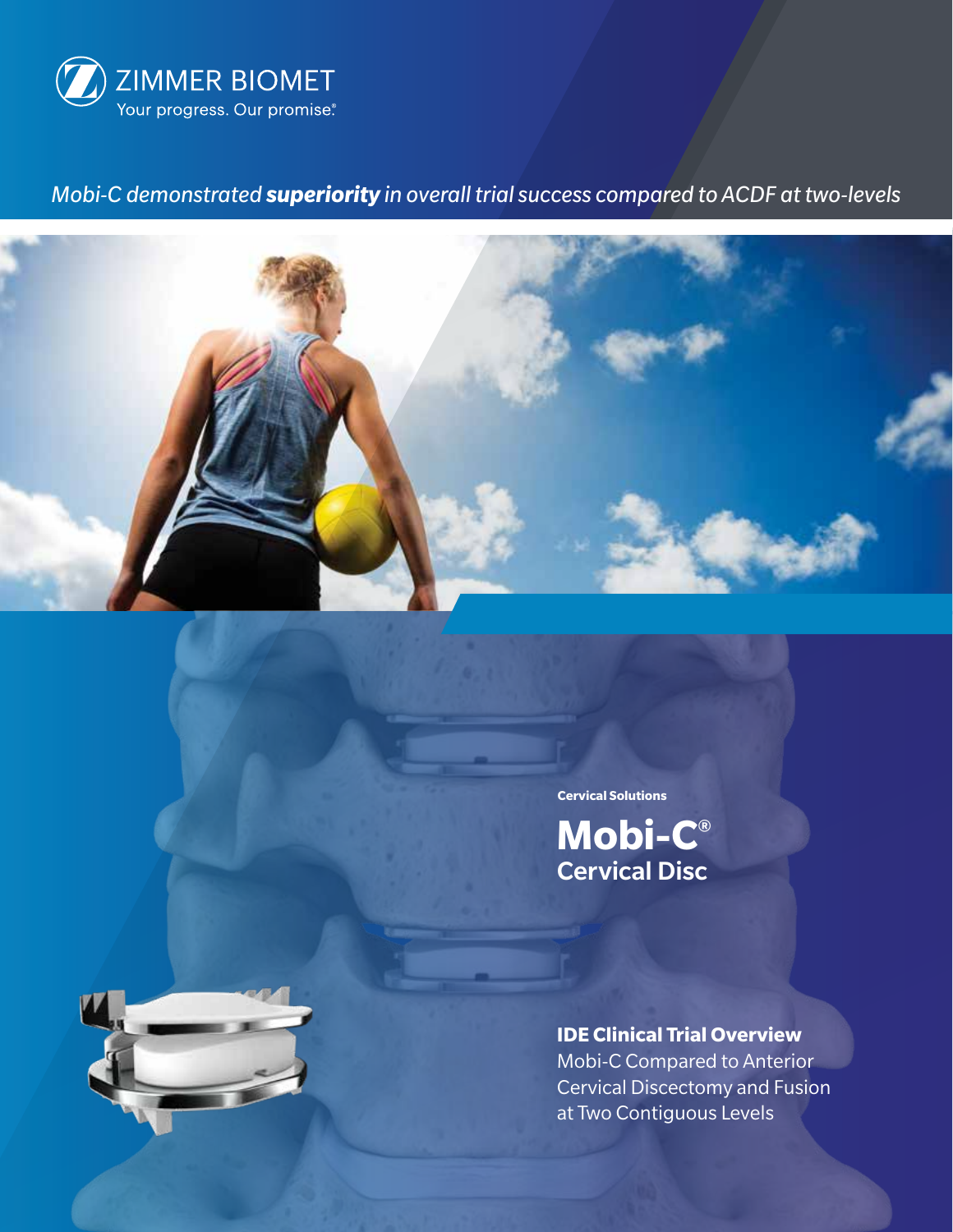ZIMMER BIOMET

Your progress. Our promise.®

*Mobi-C demonstrated **superiority** in overall trial success compared to ACDF at two-levels*

**Cervical Solutions**

# Mobi-C® Cervical Disc

## IDE Clinical Trial Overview

Mobi-C Compared to Anterior Cervical Discectomy and Fusion at Two Contiguous Levels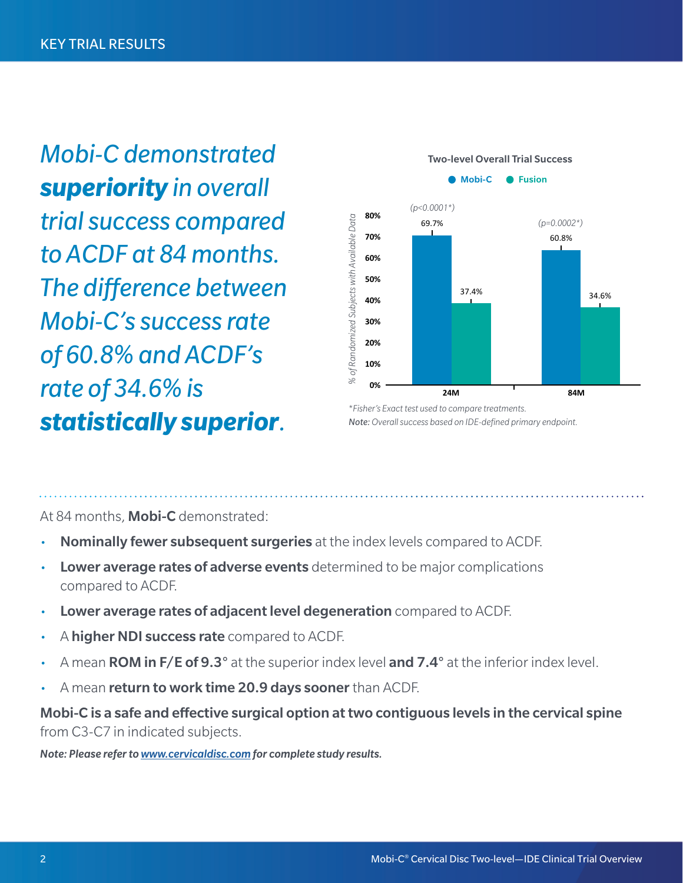## KEY TRIAL RESULTS

*Mobi-C demonstrated **superiority** in overall trial success compared to ACDF at 84 months. The difference between Mobi-C's success rate of 60.8% and ACDF's rate of 34.6% is **statistically superior**.*

**Two-level Overall Trial Success**

| | Mobi-C | Fusion | p-value |
|---|---|---|---|
| 24M | 69.7% | 37.4% | (p<0.0001*) |
| 84M | 60.8% | 34.6% | (p=0.0002*) |

*% of Randomized Subjects with Available Data*

*\*Fisher's Exact test used to compare treatments.*

***Note:** Overall success based on IDE-defined primary endpoint.*

At 84 months, **Mobi-C** demonstrated:

- **Nominally fewer subsequent surgeries** at the index levels compared to ACDF.
- **Lower average rates of adverse events** determined to be major complications compared to ACDF.
- **Lower average rates of adjacent level degeneration** compared to ACDF.
- A **higher NDI success rate** compared to ACDF.
- A mean **ROM in F/E of 9.3°** at the superior index level **and 7.4°** at the inferior index level.
- A mean **return to work time 20.9 days sooner** than ACDF.

**Mobi-C is a safe and effective surgical option at two contiguous levels in the cervical spine** from C3-C7 in indicated subjects.

***Note: Please refer to [www.cervicaldisc.com](www.cervicaldisc.com) for complete study results.***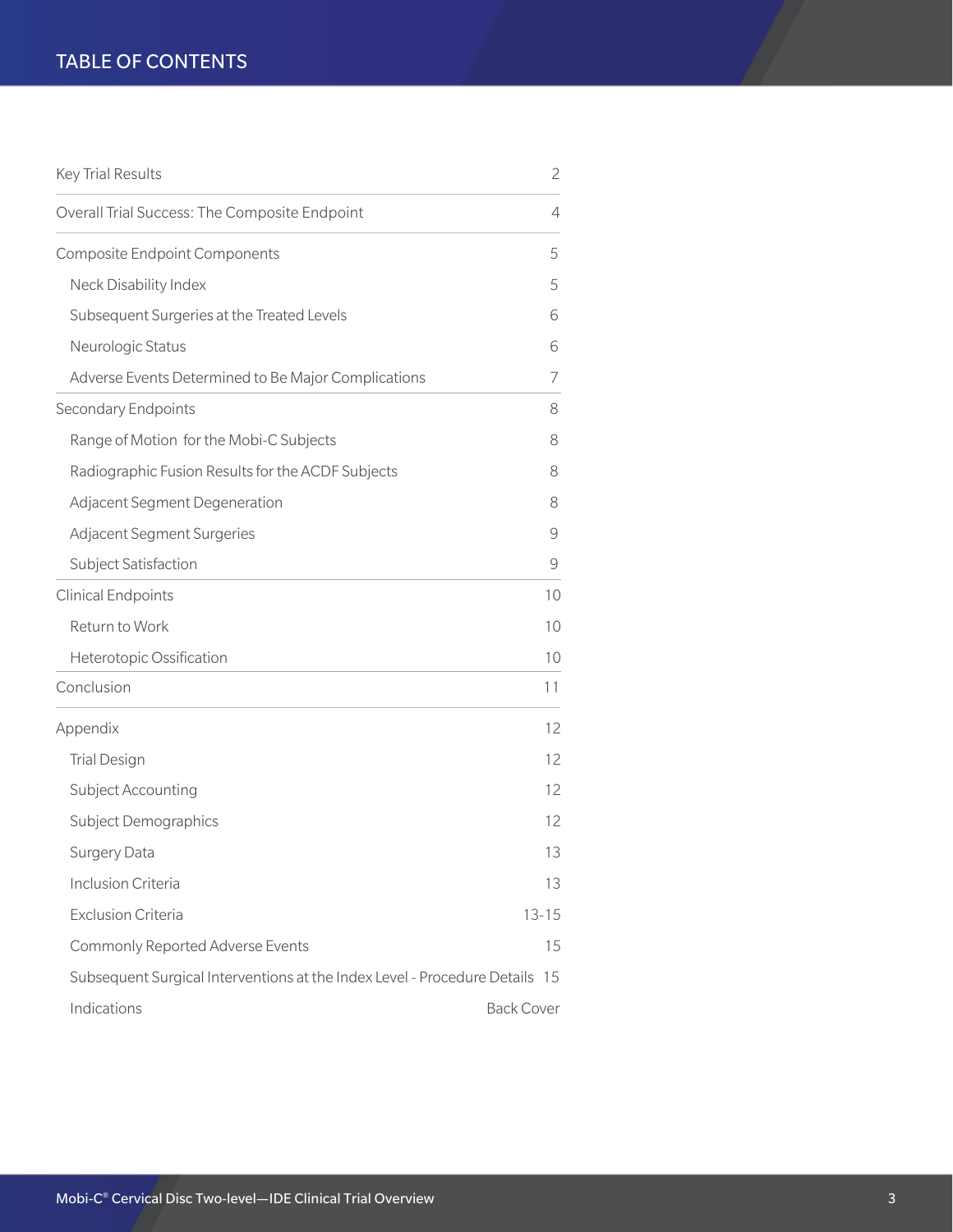# TABLE OF CONTENTS

| | |
|---|---|
| Key Trial Results | 2 |
| Overall Trial Success: The Composite Endpoint | 4 |
| Composite Endpoint Components | 5 |
| Neck Disability Index | 5 |
| Subsequent Surgeries at the Treated Levels | 6 |
| Neurologic Status | 6 |
| Adverse Events Determined to Be Major Complications | 7 |
| Secondary Endpoints | 8 |
| Range of Motion for the Mobi-C Subjects | 8 |
| Radiographic Fusion Results for the ACDF Subjects | 8 |
| Adjacent Segment Degeneration | 8 |
| Adjacent Segment Surgeries | 9 |
| Subject Satisfaction | 9 |
| Clinical Endpoints | 10 |
| Return to Work | 10 |
| Heterotopic Ossification | 10 |
| Conclusion | 11 |
| Appendix | 12 |
| Trial Design | 12 |
| Subject Accounting | 12 |
| Subject Demographics | 12 |
| Surgery Data | 13 |
| Inclusion Criteria | 13 |
| Exclusion Criteria | 13-15 |
| Commonly Reported Adverse Events | 15 |
| Subsequent Surgical Interventions at the Index Level - Procedure Details | 15 |
| Indications | Back Cover |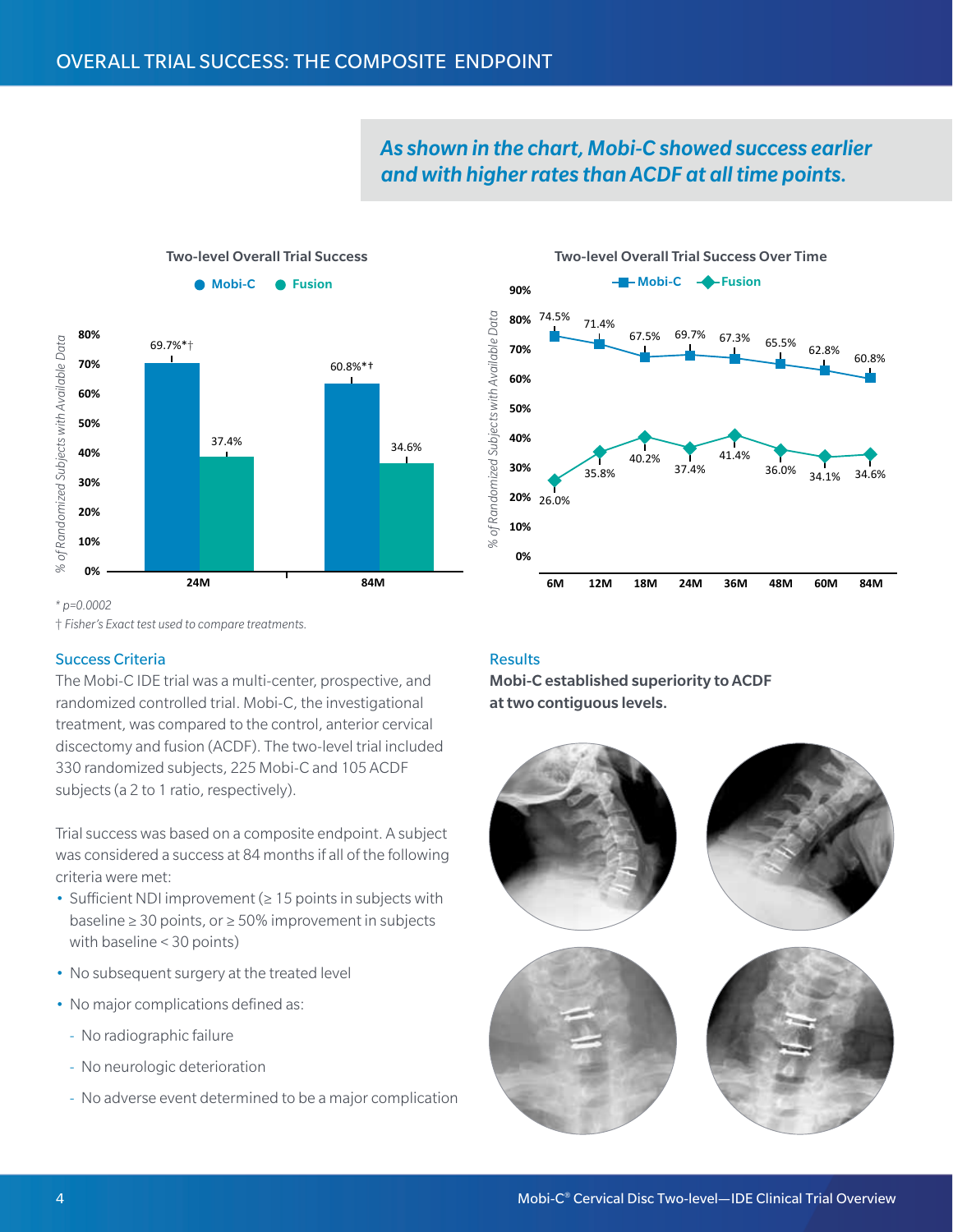# OVERALL TRIAL SUCCESS: THE COMPOSITE ENDPOINT

***As shown in the chart, Mobi-C showed success earlier and with higher rates than ACDF at all time points.***

**Two-level Overall Trial Success**

| | Mobi-C | Fusion |
|---|---|---|
| 24M | 69.7%*† | 37.4% |
| 84M | 60.8%*† | 34.6% |

**Two-level Overall Trial Success Over Time**

| | 6M | 12M | 18M | 24M | 36M | 48M | 60M | 84M |
|---|---|---|---|---|---|---|---|---|
| Mobi-C | 74.5% | 71.4% | 67.5% | 69.7% | 67.3% | 65.5% | 62.8% | 60.8% |
| Fusion | 26.0% | 35.8% | 40.2% | 37.4% | 41.4% | 36.0% | 34.1% | 34.6% |

*% of Randomized Subjects with Available Data*

*\* p=0.0002*

*† Fisher's Exact test used to compare treatments.*

## Success Criteria

The Mobi-C IDE trial was a multi-center, prospective, and randomized controlled trial. Mobi-C, the investigational treatment, was compared to the control, anterior cervical discectomy and fusion (ACDF). The two-level trial included 330 randomized subjects, 225 Mobi-C and 105 ACDF subjects (a 2 to 1 ratio, respectively).

Trial success was based on a composite endpoint. A subject was considered a success at 84 months if all of the following criteria were met:

- Sufficient NDI improvement (≥ 15 points in subjects with baseline ≥ 30 points, or ≥ 50% improvement in subjects with baseline < 30 points)
- No subsequent surgery at the treated level
- No major complications defined as:
  - No radiographic failure
  - No neurologic deterioration
  - No adverse event determined to be a major complication

## Results

**Mobi-C established superiority to ACDF at two contiguous levels.**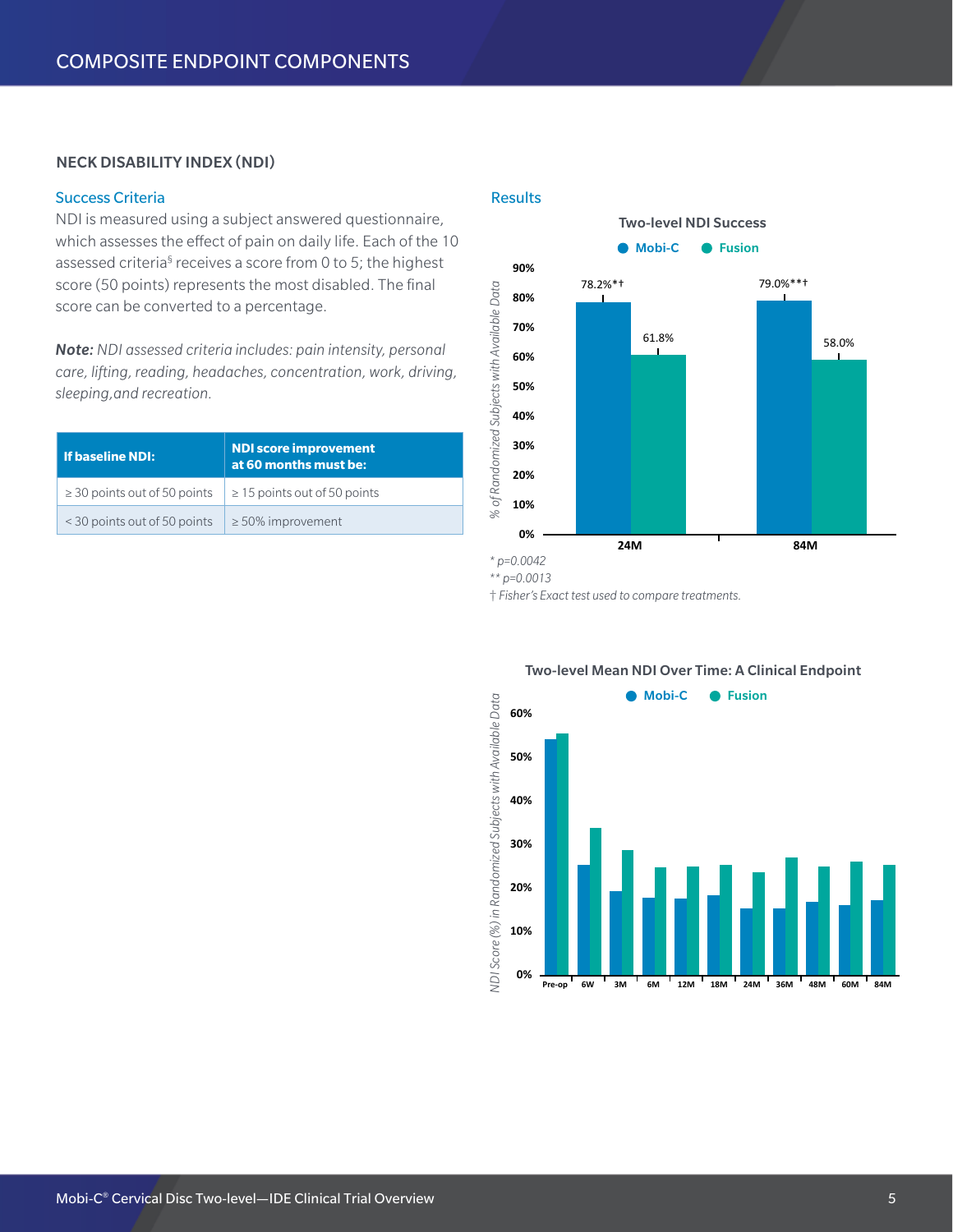# COMPOSITE ENDPOINT COMPONENTS

## NECK DISABILITY INDEX (NDI)

### Success Criteria

NDI is measured using a subject answered questionnaire, which assesses the effect of pain on daily life. Each of the 10 assessed criteria§ receives a score from 0 to 5; the highest score (50 points) represents the most disabled. The final score can be converted to a percentage.

***Note:*** *NDI assessed criteria includes: pain intensity, personal care, lifting, reading, headaches, concentration, work, driving, sleeping,and recreation.*

| If baseline NDI: | NDI score improvement at 60 months must be: |
|---|---|
| ≥ 30 points out of 50 points | ≥ 15 points out of 50 points |
| < 30 points out of 50 points | ≥ 50% improvement |

### Results

**Two-level NDI Success**

Mobi-C | Fusion

| | Mobi-C | Fusion |
|---|---|---|
| 24M | 78.2%*† | 61.8% |
| 84M | 79.0%**† | 58.0% |

*% of Randomized Subjects with Available Data*

*\* p=0.0042*

*\*\* p=0.0013*

*† Fisher's Exact test used to compare treatments.*

**Two-level Mean NDI Over Time: A Clinical Endpoint**

Mobi-C | Fusion

*NDI Score (%) in Randomized Subjects with Available Data*

Time points: Pre-op, 6W, 3M, 6M, 12M, 18M, 24M, 36M, 48M, 60M, 84M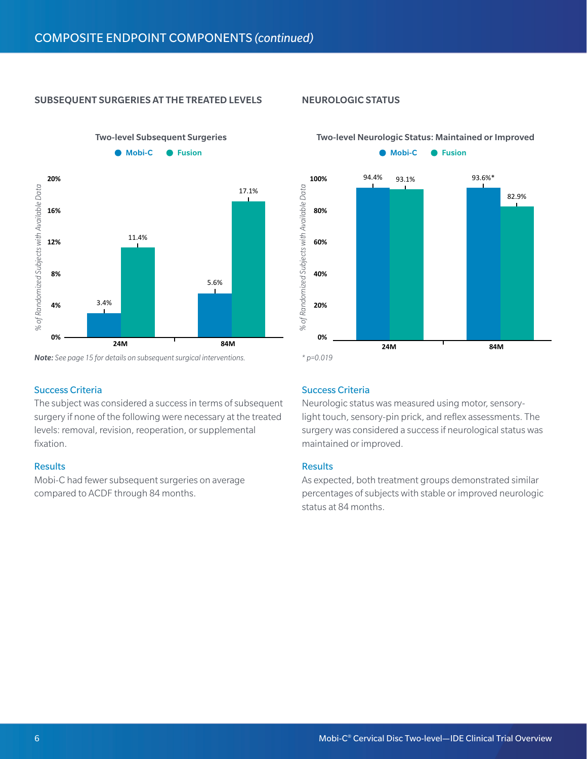# COMPOSITE ENDPOINT COMPONENTS *(continued)*

## SUBSEQUENT SURGERIES AT THE TREATED LEVELS

**Two-level Subsequent Surgeries**

| | Mobi-C | Fusion |
|---|---|---|
| 24M | 3.4% | 11.4% |
| 84M | 5.6% | 17.1% |

*% of Randomized Subjects with Available Data*

***Note:*** *See page 15 for details on subsequent surgical interventions.*

### Success Criteria

The subject was considered a success in terms of subsequent surgery if none of the following were necessary at the treated levels: removal, revision, reoperation, or supplemental fixation.

### Results

Mobi-C had fewer subsequent surgeries on average compared to ACDF through 84 months.

## NEUROLOGIC STATUS

**Two-level Neurologic Status: Maintained or Improved**

| | Mobi-C | Fusion |
|---|---|---|
| 24M | 94.4% | 93.1% |
| 84M | 93.6%* | 82.9% |

*% of Randomized Subjects with Available Data*

*\* p=0.019*

### Success Criteria

Neurologic status was measured using motor, sensory-light touch, sensory-pin prick, and reflex assessments. The surgery was considered a success if neurological status was maintained or improved.

### Results

As expected, both treatment groups demonstrated similar percentages of subjects with stable or improved neurologic status at 84 months.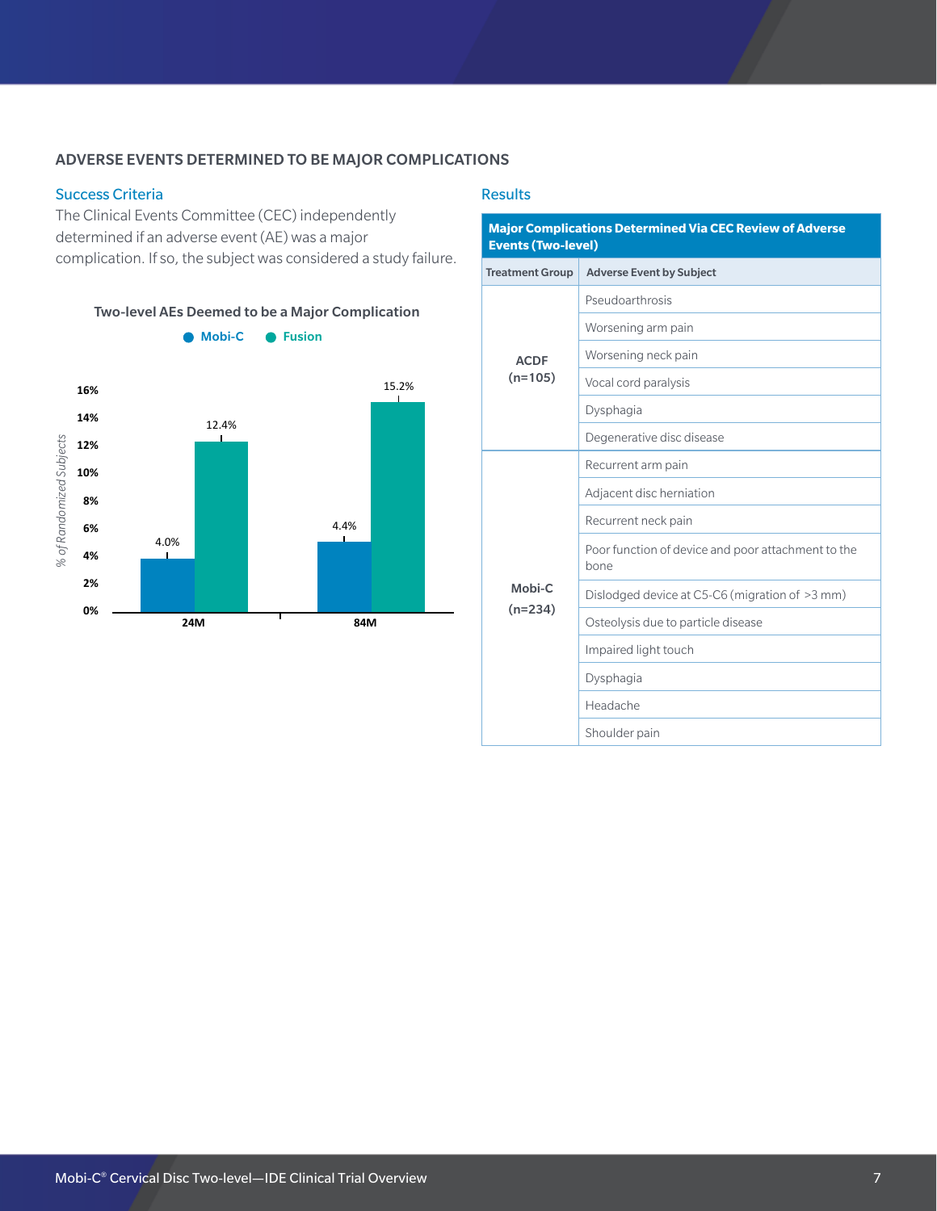## ADVERSE EVENTS DETERMINED TO BE MAJOR COMPLICATIONS

### Success Criteria

The Clinical Events Committee (CEC) independently determined if an adverse event (AE) was a major complication. If so, the subject was considered a study failure.

**Two-level AEs Deemed to be a Major Complication**

| | Mobi-C | Fusion |
|---|---|---|
| 24M | 4.0% | 12.4% |
| 84M | 4.4% | 15.2% |

*% of Randomized Subjects*

### Results

**Major Complications Determined Via CEC Review of Adverse Events (Two-level)**

| Treatment Group | Adverse Event by Subject |
|---|---|
| ACDF (n=105) | Pseudoarthrosis |
| | Worsening arm pain |
| | Worsening neck pain |
| | Vocal cord paralysis |
| | Dysphagia |
| | Degenerative disc disease |
| Mobi-C (n=234) | Recurrent arm pain |
| | Adjacent disc herniation |
| | Recurrent neck pain |
| | Poor function of device and poor attachment to the bone |
| | Dislodged device at C5-C6 (migration of >3 mm) |
| | Osteolysis due to particle disease |
| | Impaired light touch |
| | Dysphagia |
| | Headache |
| | Shoulder pain |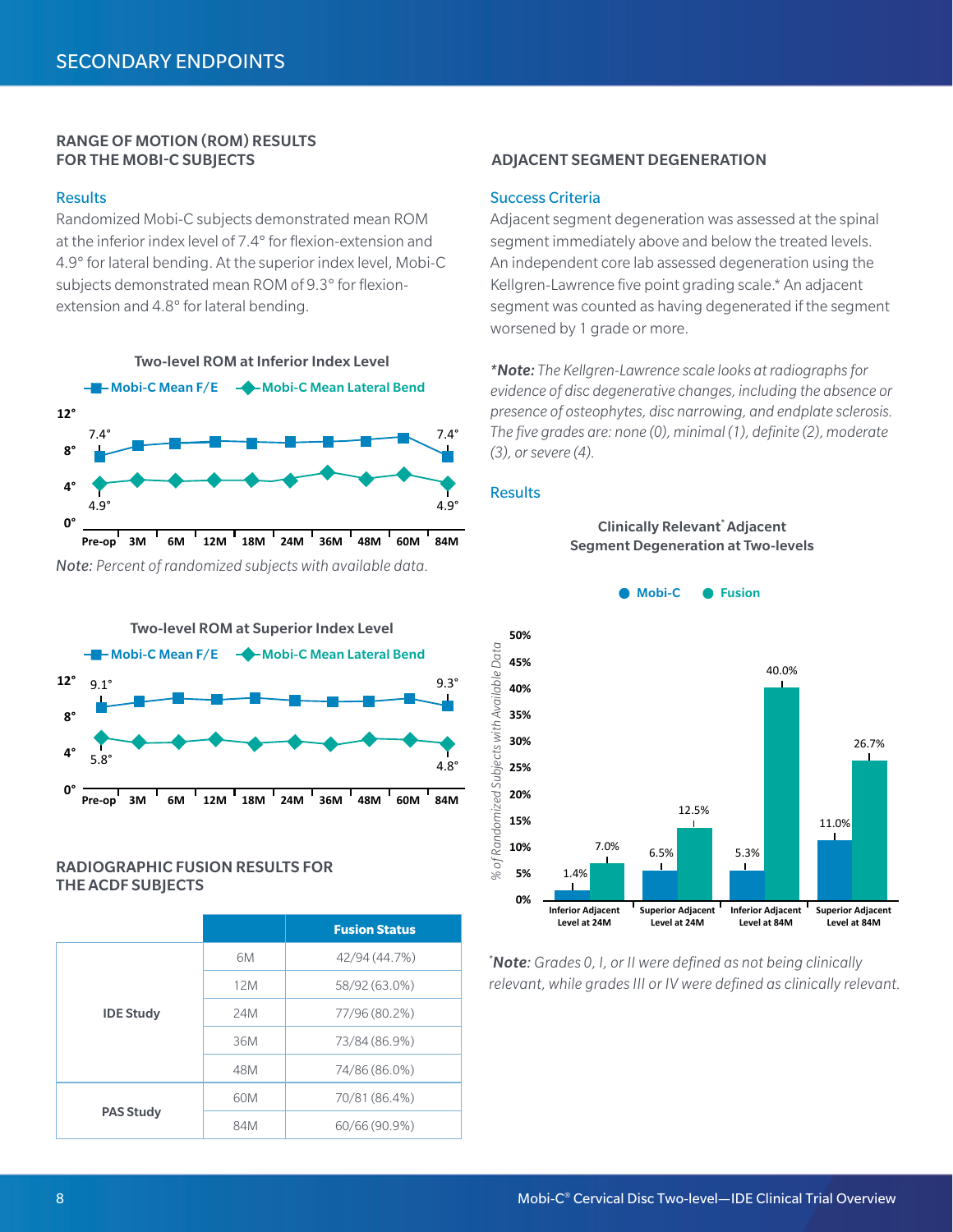# SECONDARY ENDPOINTS

## RANGE OF MOTION (ROM) RESULTS FOR THE MOBI-C SUBJECTS

### Results

Randomized Mobi-C subjects demonstrated mean ROM at the inferior index level of 7.4° for flexion-extension and 4.9° for lateral bending. At the superior index level, Mobi-C subjects demonstrated mean ROM of 9.3° for flexion-extension and 4.8° for lateral bending.

**Two-level ROM at Inferior Index Level**

Mobi-C Mean F/E; Mobi-C Mean Lateral Bend

Pre-op: F/E 7.4°, Lateral Bend 4.9°; 84M: F/E 7.4°, Lateral Bend 4.9°

Time points: Pre-op, 3M, 6M, 12M, 18M, 24M, 36M, 48M, 60M, 84M

*Note: Percent of randomized subjects with available data.*

**Two-level ROM at Superior Index Level**

Mobi-C Mean F/E; Mobi-C Mean Lateral Bend

Pre-op: F/E 9.1°, Lateral Bend 5.8°; 84M: F/E 9.3°, Lateral Bend 4.8°

Time points: Pre-op, 3M, 6M, 12M, 18M, 24M, 36M, 48M, 60M, 84M

## RADIOGRAPHIC FUSION RESULTS FOR THE ACDF SUBJECTS

| | | Fusion Status |
|---|---|---|
| IDE Study | 6M | 42/94 (44.7%) |
| | 12M | 58/92 (63.0%) |
| | 24M | 77/96 (80.2%) |
| | 36M | 73/84 (86.9%) |
| | 48M | 74/86 (86.0%) |
| PAS Study | 60M | 70/81 (86.4%) |
| | 84M | 60/66 (90.9%) |

## ADJACENT SEGMENT DEGENERATION

### Success Criteria

Adjacent segment degeneration was assessed at the spinal segment immediately above and below the treated levels. An independent core lab assessed degeneration using the Kellgren-Lawrence five point grading scale.* An adjacent segment was counted as having degenerated if the segment worsened by 1 grade or more.

****Note:** The Kellgren-Lawrence scale looks at radiographs for evidence of disc degenerative changes, including the absence or presence of osteophytes, disc narrowing, and endplate sclerosis. The five grades are: none (0), minimal (1), definite (2), moderate (3), or severe (4).*

### Results

**Clinically Relevant* Adjacent Segment Degeneration at Two-levels**

% of Randomized Subjects with Available Data

| | Mobi-C | Fusion |
|---|---|---|
| Inferior Adjacent Level at 24M | 1.4% | 7.0% |
| Superior Adjacent Level at 24M | 6.5% | 12.5% |
| Inferior Adjacent Level at 84M | 5.3% | 40.0% |
| Superior Adjacent Level at 84M | 11.0% | 26.7% |

**Note:** *Grades 0, I, or II were defined as not being clinically relevant, while grades III or IV were defined as clinically relevant.*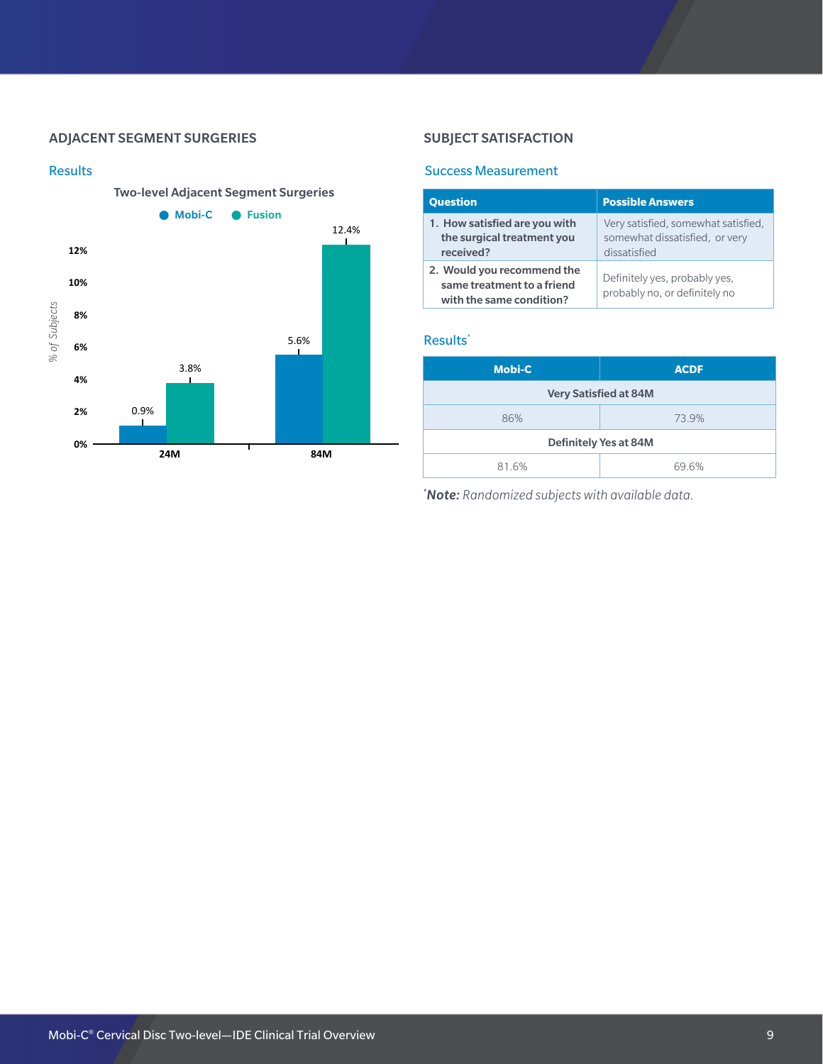## ADJACENT SEGMENT SURGERIES

### Results

**Two-level Adjacent Segment Surgeries**

| | Mobi-C | Fusion |
|---|---|---|
| 24M | 0.9% | 3.8% |
| 84M | 5.6% | 12.4% |

## SUBJECT SATISFACTION

### Success Measurement

| Question | Possible Answers |
|---|---|
| 1. How satisfied are you with the surgical treatment you received? | Very satisfied, somewhat satisfied, somewhat dissatisfied, or very dissatisfied |
| 2. Would you recommend the same treatment to a friend with the same condition? | Definitely yes, probably yes, probably no, or definitely no |

### Results*

| Mobi-C | ACDF |
|---|---|
| **Very Satisfied at 84M** | |
| 86% | 73.9% |
| **Definitely Yes at 84M** | |
| 81.6% | 69.6% |

**\*Note:** *Randomized subjects with available data.*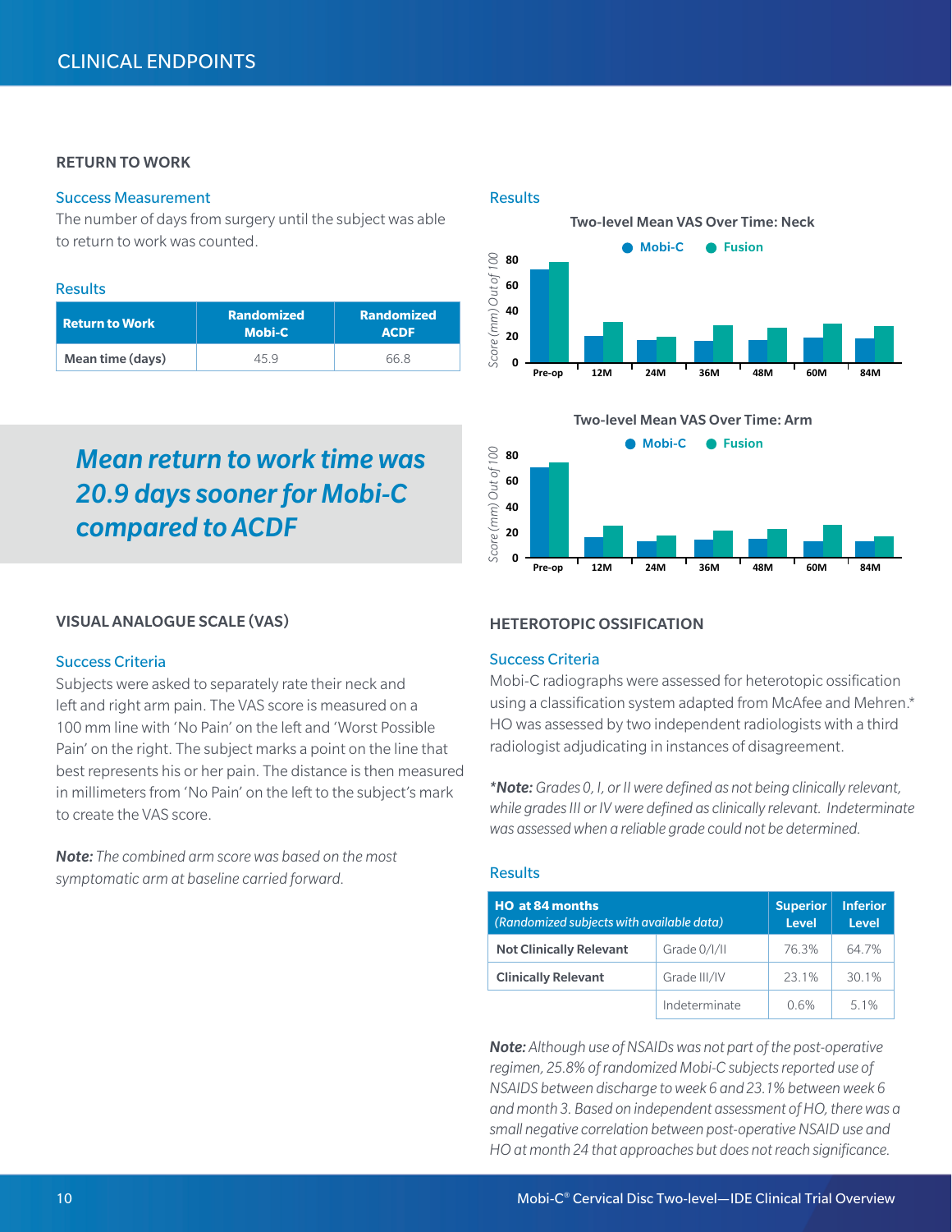# CLINICAL ENDPOINTS

## RETURN TO WORK

### Success Measurement

The number of days from surgery until the subject was able to return to work was counted.

### Results

| Return to Work | Randomized Mobi-C | Randomized ACDF |
|---|---|---|
| Mean time (days) | 45.9 | 66.8 |

***Mean return to work time was 20.9 days sooner for Mobi-C compared to ACDF***

## VISUAL ANALOGUE SCALE (VAS)

### Success Criteria

Subjects were asked to separately rate their neck and left and right arm pain. The VAS score is measured on a 100 mm line with 'No Pain' on the left and 'Worst Possible Pain' on the right. The subject marks a point on the line that best represents his or her pain. The distance is then measured in millimeters from 'No Pain' on the left to the subject's mark to create the VAS score.

***Note:*** *The combined arm score was based on the most symptomatic arm at baseline carried forward.*

### Results

**Two-level Mean VAS Over Time: Neck**

Mobi-C · Fusion

Score (mm) Out of 100

Pre-op, 12M, 24M, 36M, 48M, 60M, 84M

**Two-level Mean VAS Over Time: Arm**

Mobi-C · Fusion

Score (mm) Out of 100

Pre-op, 12M, 24M, 36M, 48M, 60M, 84M

## HETEROTOPIC OSSIFICATION

### Success Criteria

Mobi-C radiographs were assessed for heterotopic ossification using a classification system adapted from McAfee and Mehren.* HO was assessed by two independent radiologists with a third radiologist adjudicating in instances of disagreement.

****Note:*** *Grades 0, I, or II were defined as not being clinically relevant, while grades III or IV were defined as clinically relevant. Indeterminate was assessed when a reliable grade could not be determined.*

### Results

| HO at 84 months *(Randomized subjects with available data)* | | Superior Level | Inferior Level |
|---|---|---|---|
| Not Clinically Relevant | Grade 0/I/II | 76.3% | 64.7% |
| Clinically Relevant | Grade III/IV | 23.1% | 30.1% |
| | Indeterminate | 0.6% | 5.1% |

***Note:*** *Although use of NSAIDs was not part of the post-operative regimen, 25.8% of randomized Mobi-C subjects reported use of NSAIDS between discharge to week 6 and 23.1% between week 6 and month 3. Based on independent assessment of HO, there was a small negative correlation between post-operative NSAID use and HO at month 24 that approaches but does not reach significance.*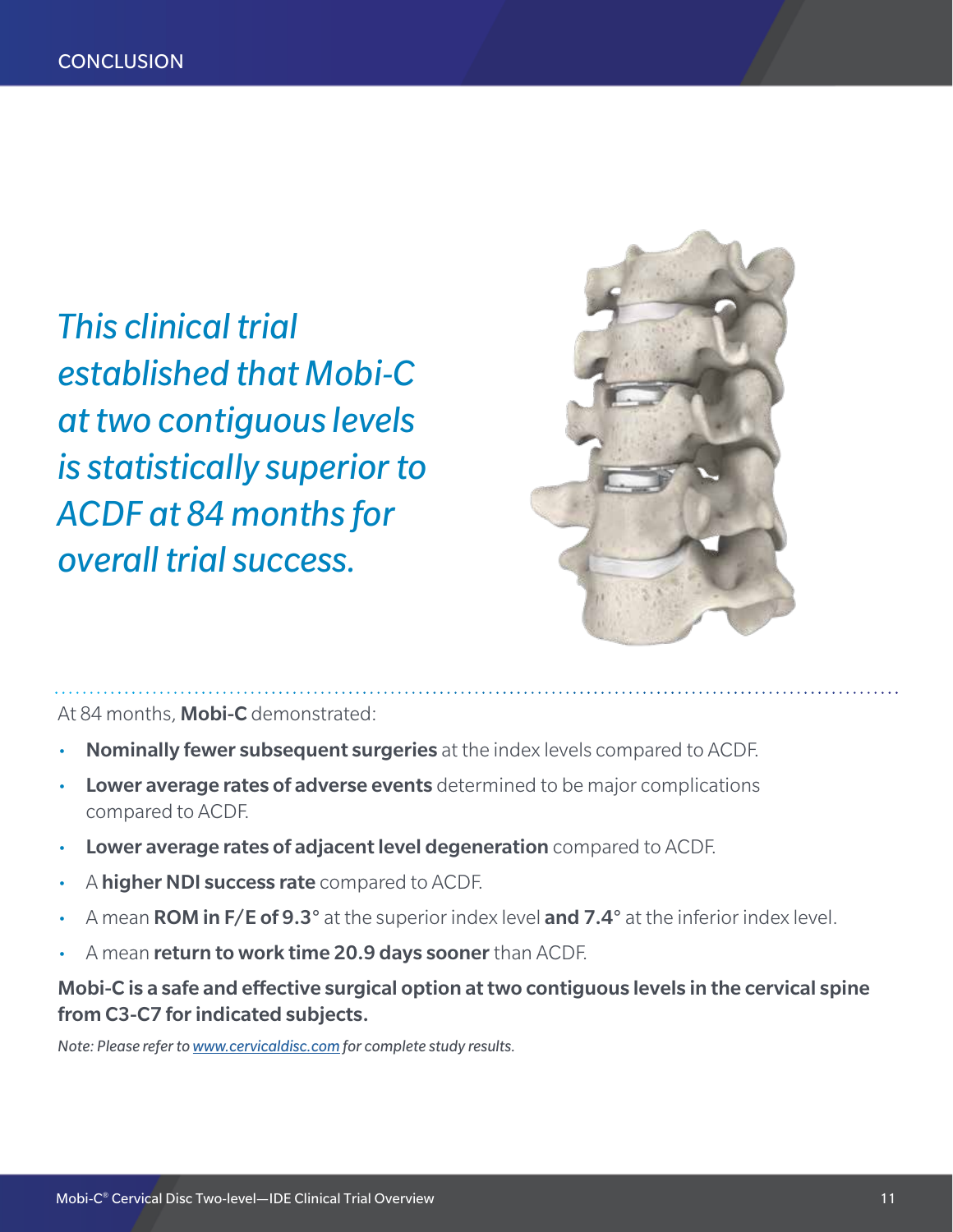## CONCLUSION

*This clinical trial established that Mobi-C at two contiguous levels is statistically superior to ACDF at 84 months for overall trial success.*

At 84 months, **Mobi-C** demonstrated:

- **Nominally fewer subsequent surgeries** at the index levels compared to ACDF.
- **Lower average rates of adverse events** determined to be major complications compared to ACDF.
- **Lower average rates of adjacent level degeneration** compared to ACDF.
- A **higher NDI success rate** compared to ACDF.
- A mean **ROM in F/E of 9.3°** at the superior index level **and 7.4°** at the inferior index level.
- A mean **return to work time 20.9 days sooner** than ACDF.

**Mobi-C is a safe and effective surgical option at two contiguous levels in the cervical spine from C3-C7 for indicated subjects.**

*Note: Please refer to www.cervicaldisc.com for complete study results.*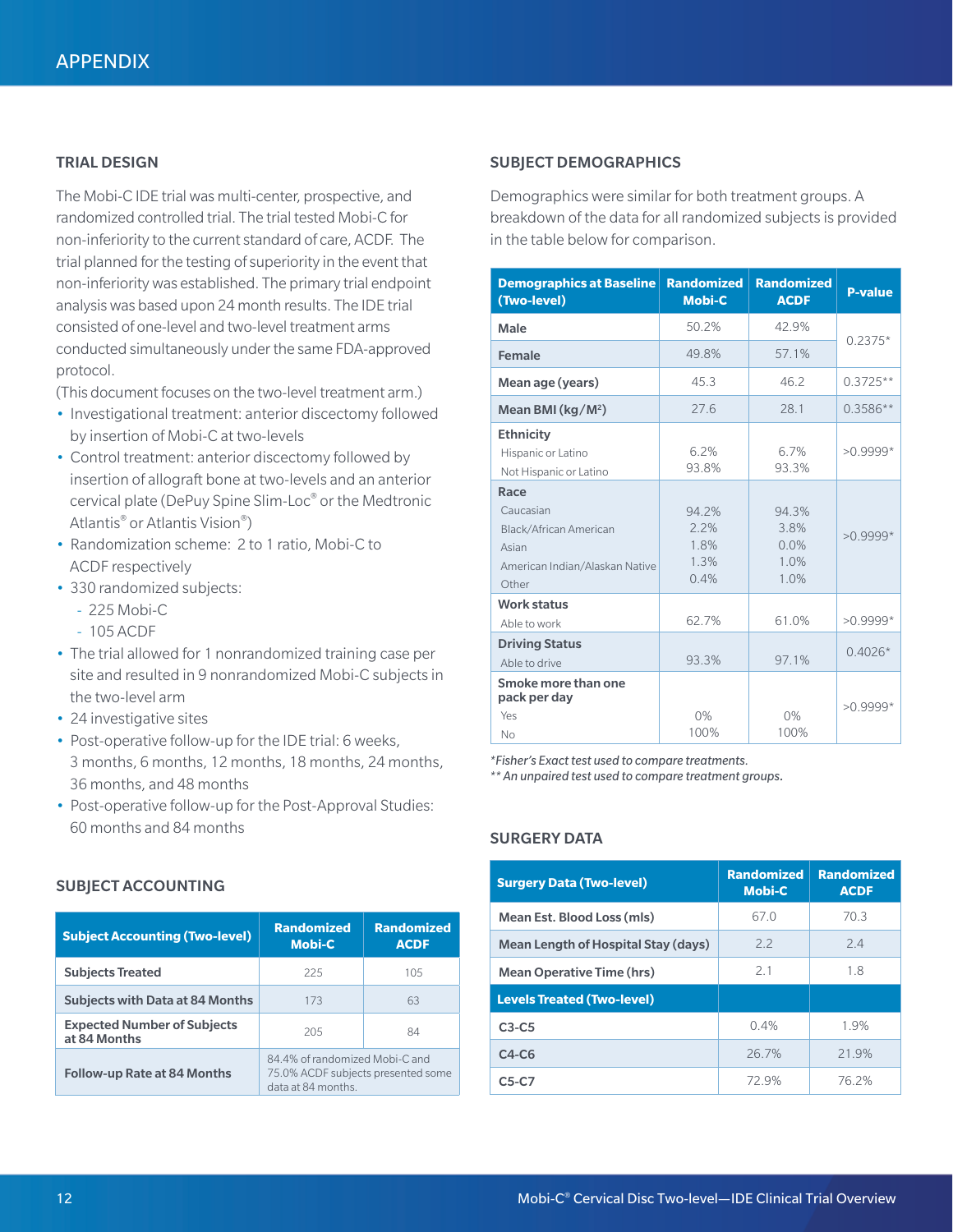# APPENDIX

## TRIAL DESIGN

The Mobi-C IDE trial was multi-center, prospective, and randomized controlled trial. The trial tested Mobi-C for non-inferiority to the current standard of care, ACDF. The trial planned for the testing of superiority in the event that non-inferiority was established. The primary trial endpoint analysis was based upon 24 month results. The IDE trial consisted of one-level and two-level treatment arms conducted simultaneously under the same FDA-approved protocol.

(This document focuses on the two-level treatment arm.)

- Investigational treatment: anterior discectomy followed by insertion of Mobi-C at two-levels
- Control treatment: anterior discectomy followed by insertion of allograft bone at two-levels and an anterior cervical plate (DePuy Spine Slim-Loc® or the Medtronic Atlantis® or Atlantis Vision®)
- Randomization scheme: 2 to 1 ratio, Mobi-C to ACDF respectively
- 330 randomized subjects:
  - 225 Mobi-C
  - 105 ACDF
- The trial allowed for 1 nonrandomized training case per site and resulted in 9 nonrandomized Mobi-C subjects in the two-level arm
- 24 investigative sites
- Post-operative follow-up for the IDE trial: 6 weeks, 3 months, 6 months, 12 months, 18 months, 24 months, 36 months, and 48 months
- Post-operative follow-up for the Post-Approval Studies: 60 months and 84 months

## SUBJECT ACCOUNTING

| Subject Accounting (Two-level) | Randomized Mobi-C | Randomized ACDF |
|---|---|---|
| Subjects Treated | 225 | 105 |
| Subjects with Data at 84 Months | 173 | 63 |
| Expected Number of Subjects at 84 Months | 205 | 84 |
| Follow-up Rate at 84 Months | 84.4% of randomized Mobi-C and 75.0% ACDF subjects presented some data at 84 months. | |

## SUBJECT DEMOGRAPHICS

Demographics were similar for both treatment groups. A breakdown of the data for all randomized subjects is provided in the table below for comparison.

| Demographics at Baseline (Two-level) | Randomized Mobi-C | Randomized ACDF | P-value |
|---|---|---|---|
| **Male** | 50.2% | 42.9% | 0.2375* |
| **Female** | 49.8% | 57.1% | |
| **Mean age (years)** | 45.3 | 46.2 | 0.3725** |
| **Mean BMI (kg/M²)** | 27.6 | 28.1 | 0.3586** |
| **Ethnicity** | | | >0.9999* |
| Hispanic or Latino | 6.2% | 6.7% | |
| Not Hispanic or Latino | 93.8% | 93.3% | |
| **Race** | | | >0.9999* |
| Caucasian | 94.2% | 94.3% | |
| Black/African American | 2.2% | 3.8% | |
| Asian | 1.8% | 0.0% | |
| American Indian/Alaskan Native | 1.3% | 1.0% | |
| Other | 0.4% | 1.0% | |
| **Work status** | | | >0.9999* |
| Able to work | 62.7% | 61.0% | |
| **Driving Status** | | | 0.4026* |
| Able to drive | 93.3% | 97.1% | |
| **Smoke more than one pack per day** | | | >0.9999* |
| Yes | 0% | 0% | |
| No | 100% | 100% | |

*\*Fisher's Exact test used to compare treatments.*
*\*\* An unpaired test used to compare treatment groups.*

## SURGERY DATA

| Surgery Data (Two-level) | Randomized Mobi-C | Randomized ACDF |
|---|---|---|
| Mean Est. Blood Loss (mls) | 67.0 | 70.3 |
| Mean Length of Hospital Stay (days) | 2.2 | 2.4 |
| Mean Operative Time (hrs) | 2.1 | 1.8 |
| **Levels Treated (Two-level)** | | |
| C3-C5 | 0.4% | 1.9% |
| C4-C6 | 26.7% | 21.9% |
| C5-C7 | 72.9% | 76.2% |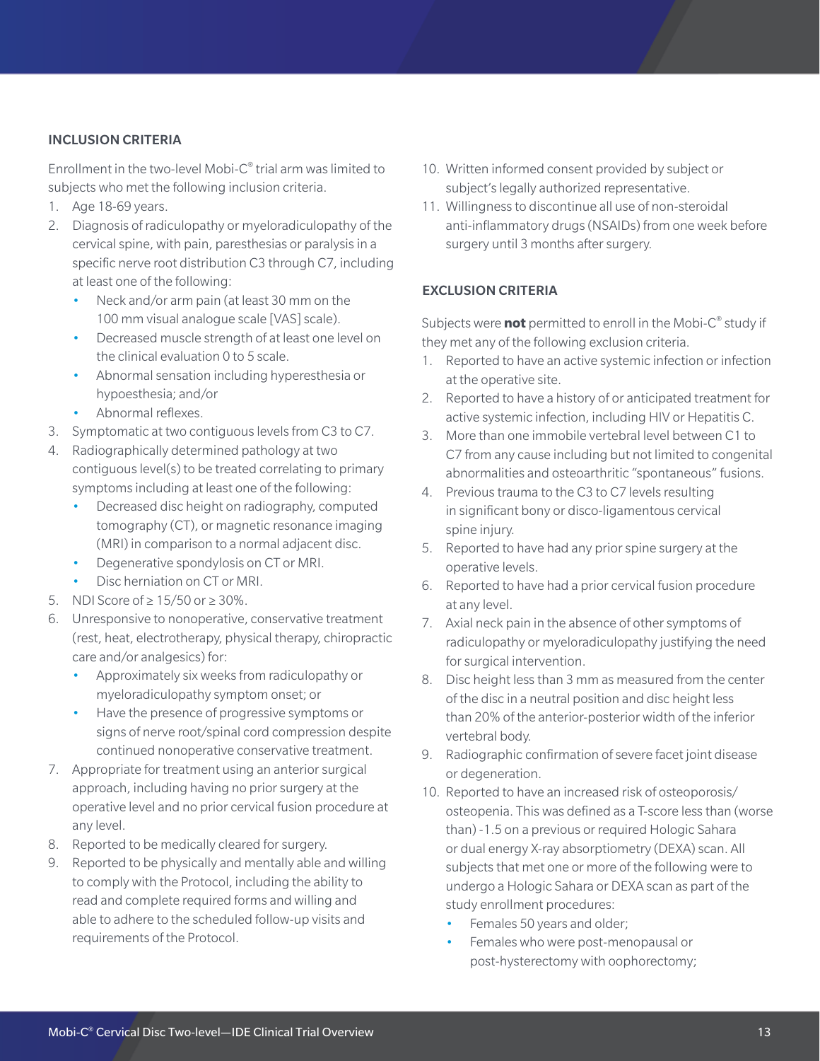## INCLUSION CRITERIA

Enrollment in the two-level Mobi-C® trial arm was limited to subjects who met the following inclusion criteria.

1. Age 18-69 years.
2. Diagnosis of radiculopathy or myeloradiculopathy of the cervical spine, with pain, paresthesias or paralysis in a specific nerve root distribution C3 through C7, including at least one of the following:
   - Neck and/or arm pain (at least 30 mm on the 100 mm visual analogue scale [VAS] scale).
   - Decreased muscle strength of at least one level on the clinical evaluation 0 to 5 scale.
   - Abnormal sensation including hyperesthesia or hypoesthesia; and/or
   - Abnormal reflexes.
3. Symptomatic at two contiguous levels from C3 to C7.
4. Radiographically determined pathology at two contiguous level(s) to be treated correlating to primary symptoms including at least one of the following:
   - Decreased disc height on radiography, computed tomography (CT), or magnetic resonance imaging (MRI) in comparison to a normal adjacent disc.
   - Degenerative spondylosis on CT or MRI.
   - Disc herniation on CT or MRI.
5. NDI Score of ≥ 15/50 or ≥ 30%.
6. Unresponsive to nonoperative, conservative treatment (rest, heat, electrotherapy, physical therapy, chiropractic care and/or analgesics) for:
   - Approximately six weeks from radiculopathy or myeloradiculopathy symptom onset; or
   - Have the presence of progressive symptoms or signs of nerve root/spinal cord compression despite continued nonoperative conservative treatment.
7. Appropriate for treatment using an anterior surgical approach, including having no prior surgery at the operative level and no prior cervical fusion procedure at any level.
8. Reported to be medically cleared for surgery.
9. Reported to be physically and mentally able and willing to comply with the Protocol, including the ability to read and complete required forms and willing and able to adhere to the scheduled follow-up visits and requirements of the Protocol.
10. Written informed consent provided by subject or subject's legally authorized representative.
11. Willingness to discontinue all use of non-steroidal anti-inflammatory drugs (NSAIDs) from one week before surgery until 3 months after surgery.

## EXCLUSION CRITERIA

Subjects were **not** permitted to enroll in the Mobi-C® study if they met any of the following exclusion criteria.

1. Reported to have an active systemic infection or infection at the operative site.
2. Reported to have a history of or anticipated treatment for active systemic infection, including HIV or Hepatitis C.
3. More than one immobile vertebral level between C1 to C7 from any cause including but not limited to congenital abnormalities and osteoarthritic "spontaneous" fusions.
4. Previous trauma to the C3 to C7 levels resulting in significant bony or disco-ligamentous cervical spine injury.
5. Reported to have had any prior spine surgery at the operative levels.
6. Reported to have had a prior cervical fusion procedure at any level.
7. Axial neck pain in the absence of other symptoms of radiculopathy or myeloradiculopathy justifying the need for surgical intervention.
8. Disc height less than 3 mm as measured from the center of the disc in a neutral position and disc height less than 20% of the anterior-posterior width of the inferior vertebral body.
9. Radiographic confirmation of severe facet joint disease or degeneration.
10. Reported to have an increased risk of osteoporosis/osteopenia. This was defined as a T-score less than (worse than) -1.5 on a previous or required Hologic Sahara or dual energy X-ray absorptiometry (DEXA) scan. All subjects that met one or more of the following were to undergo a Hologic Sahara or DEXA scan as part of the study enrollment procedures:
    - Females 50 years and older;
    - Females who were post-menopausal or post-hysterectomy with oophorectomy;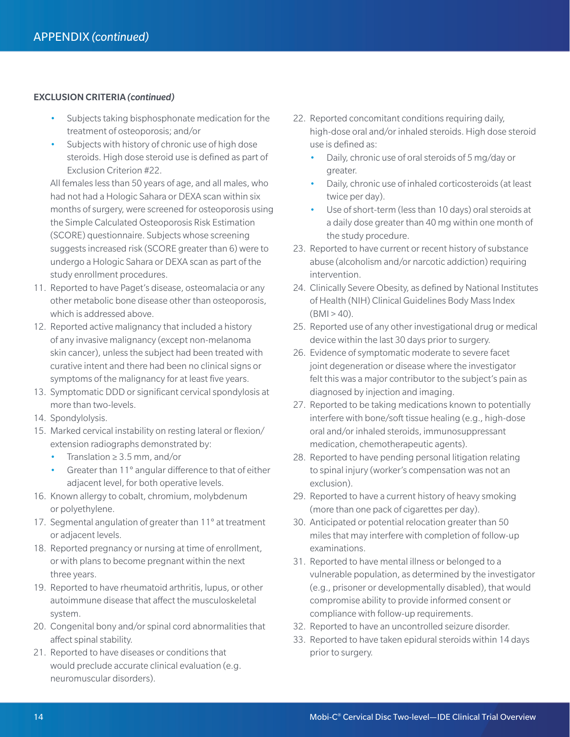**EXCLUSION CRITERIA *(continued)***

- Subjects taking bisphosphonate medication for the treatment of osteoporosis; and/or
- Subjects with history of chronic use of high dose steroids. High dose steroid use is defined as part of Exclusion Criterion #22.

All females less than 50 years of age, and all males, who had not had a Hologic Sahara or DEXA scan within six months of surgery, were screened for osteoporosis using the Simple Calculated Osteoporosis Risk Estimation (SCORE) questionnaire. Subjects whose screening suggests increased risk (SCORE greater than 6) were to undergo a Hologic Sahara or DEXA scan as part of the study enrollment procedures.

11. Reported to have Paget's disease, osteomalacia or any other metabolic bone disease other than osteoporosis, which is addressed above.
12. Reported active malignancy that included a history of any invasive malignancy (except non-melanoma skin cancer), unless the subject had been treated with curative intent and there had been no clinical signs or symptoms of the malignancy for at least five years.
13. Symptomatic DDD or significant cervical spondylosis at more than two-levels.
14. Spondylolysis.
15. Marked cervical instability on resting lateral or flexion/extension radiographs demonstrated by:
    - Translation ≥ 3.5 mm, and/or
    - Greater than 11° angular difference to that of either adjacent level, for both operative levels.
16. Known allergy to cobalt, chromium, molybdenum or polyethylene.
17. Segmental angulation of greater than 11° at treatment or adjacent levels.
18. Reported pregnancy or nursing at time of enrollment, or with plans to become pregnant within the next three years.
19. Reported to have rheumatoid arthritis, lupus, or other autoimmune disease that affect the musculoskeletal system.
20. Congenital bony and/or spinal cord abnormalities that affect spinal stability.
21. Reported to have diseases or conditions that would preclude accurate clinical evaluation (e.g. neuromuscular disorders).
22. Reported concomitant conditions requiring daily, high-dose oral and/or inhaled steroids. High dose steroid use is defined as:
    - Daily, chronic use of oral steroids of 5 mg/day or greater.
    - Daily, chronic use of inhaled corticosteroids (at least twice per day).
    - Use of short-term (less than 10 days) oral steroids at a daily dose greater than 40 mg within one month of the study procedure.
23. Reported to have current or recent history of substance abuse (alcoholism and/or narcotic addiction) requiring intervention.
24. Clinically Severe Obesity, as defined by National Institutes of Health (NIH) Clinical Guidelines Body Mass Index (BMI > 40).
25. Reported use of any other investigational drug or medical device within the last 30 days prior to surgery.
26. Evidence of symptomatic moderate to severe facet joint degeneration or disease where the investigator felt this was a major contributor to the subject's pain as diagnosed by injection and imaging.
27. Reported to be taking medications known to potentially interfere with bone/soft tissue healing (e.g., high-dose oral and/or inhaled steroids, immunosuppressant medication, chemotherapeutic agents).
28. Reported to have pending personal litigation relating to spinal injury (worker's compensation was not an exclusion).
29. Reported to have a current history of heavy smoking (more than one pack of cigarettes per day).
30. Anticipated or potential relocation greater than 50 miles that may interfere with completion of follow-up examinations.
31. Reported to have mental illness or belonged to a vulnerable population, as determined by the investigator (e.g., prisoner or developmentally disabled), that would compromise ability to provide informed consent or compliance with follow-up requirements.
32. Reported to have an uncontrolled seizure disorder.
33. Reported to have taken epidural steroids within 14 days prior to surgery.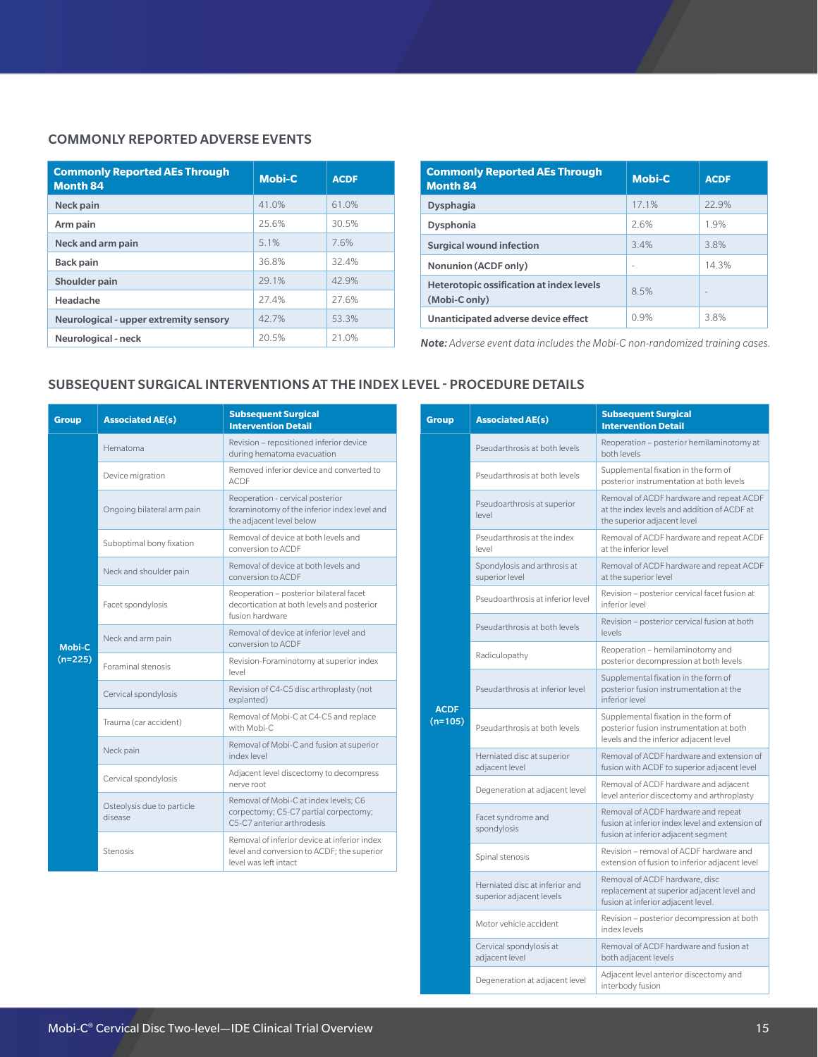## COMMONLY REPORTED ADVERSE EVENTS

| Commonly Reported AEs Through Month 84 | Mobi-C | ACDF |
|---|---|---|
| Neck pain | 41.0% | 61.0% |
| Arm pain | 25.6% | 30.5% |
| Neck and arm pain | 5.1% | 7.6% |
| Back pain | 36.8% | 32.4% |
| Shoulder pain | 29.1% | 42.9% |
| Headache | 27.4% | 27.6% |
| Neurological - upper extremity sensory | 42.7% | 53.3% |
| Neurological - neck | 20.5% | 21.0% |

| Commonly Reported AEs Through Month 84 | Mobi-C | ACDF |
|---|---|---|
| Dysphagia | 17.1% | 22.9% |
| Dysphonia | 2.6% | 1.9% |
| Surgical wound infection | 3.4% | 3.8% |
| Nonunion (ACDF only) | - | 14.3% |
| Heterotopic ossification at index levels (Mobi-C only) | 8.5% | - |
| Unanticipated adverse device effect | 0.9% | 3.8% |

***Note:*** *Adverse event data includes the Mobi-C non-randomized training cases.*

## SUBSEQUENT SURGICAL INTERVENTIONS AT THE INDEX LEVEL - PROCEDURE DETAILS

| Group | Associated AE(s) | Subsequent Surgical Intervention Detail |
|---|---|---|
| Mobi-C (n=225) | Hematoma | Revision – repositioned inferior device during hematoma evacuation |
| | Device migration | Removed inferior device and converted to ACDF |
| | Ongoing bilateral arm pain | Reoperation - cervical posterior foraminotomy of the inferior index level and the adjacent level below |
| | Suboptimal bony fixation | Removal of device at both levels and conversion to ACDF |
| | Neck and shoulder pain | Removal of device at both levels and conversion to ACDF |
| | Facet spondylosis | Reoperation – posterior bilateral facet decortication at both levels and posterior fusion hardware |
| | Neck and arm pain | Removal of device at inferior level and conversion to ACDF |
| | Foraminal stenosis | Revision-Foraminotomy at superior index level |
| | Cervical spondylosis | Revision of C4-C5 disc arthroplasty (not explanted) |
| | Trauma (car accident) | Removal of Mobi-C at C4-C5 and replace with Mobi-C |
| | Neck pain | Removal of Mobi-C and fusion at superior index level |
| | Cervical spondylosis | Adjacent level discectomy to decompress nerve root |
| | Osteolysis due to particle disease | Removal of Mobi-C at index levels; C6 corpectomy; C5-C7 partial corpectomy; C5-C7 anterior arthrodesis |
| | Stenosis | Removal of inferior device at inferior index level and conversion to ACDF; the superior level was left intact |

| Group | Associated AE(s) | Subsequent Surgical Intervention Detail |
|---|---|---|
| ACDF (n=105) | Pseudarthrosis at both levels | Reoperation – posterior hemilaminotomy at both levels |
| | Pseudarthrosis at both levels | Supplemental fixation in the form of posterior instrumentation at both levels |
| | Pseudoarthrosis at superior level | Removal of ACDF hardware and repeat ACDF at the index levels and addition of ACDF at the superior adjacent level |
| | Pseudarthrosis at the index level | Removal of ACDF hardware and repeat ACDF at the inferior level |
| | Spondylosis and arthrosis at superior level | Removal of ACDF hardware and repeat ACDF at the superior level |
| | Pseudoarthrosis at inferior level | Revision – posterior cervical facet fusion at inferior level |
| | Pseudarthrosis at both levels | Revision – posterior cervical fusion at both levels |
| | Radiculopathy | Reoperation – hemilaminotomy and posterior decompression at both levels |
| | Pseudarthrosis at inferior level | Supplemental fixation in the form of posterior fusion instrumentation at the inferior level |
| | Pseudarthrosis at both levels | Supplemental fixation in the form of posterior fusion instrumentation at both levels and the inferior adjacent level |
| | Herniated disc at superior adjacent level | Removal of ACDF hardware and extension of fusion with ACDF to superior adjacent level |
| | Degeneration at adjacent level | Removal of ACDF hardware and adjacent level anterior discectomy and arthroplasty |
| | Facet syndrome and spondylosis | Removal of ACDF hardware and repeat fusion at inferior index level and extension of fusion at inferior adjacent segment |
| | Spinal stenosis | Revision – removal of ACDF hardware and extension of fusion to inferior adjacent level |
| | Herniated disc at inferior and superior adjacent levels | Removal of ACDF hardware, disc replacement at superior adjacent level and fusion at inferior adjacent level. |
| | Motor vehicle accident | Revision – posterior decompression at both index levels |
| | Cervical spondylosis at adjacent level | Removal of ACDF hardware and fusion at both adjacent levels |
| | Degeneration at adjacent level | Adjacent level anterior discectomy and interbody fusion |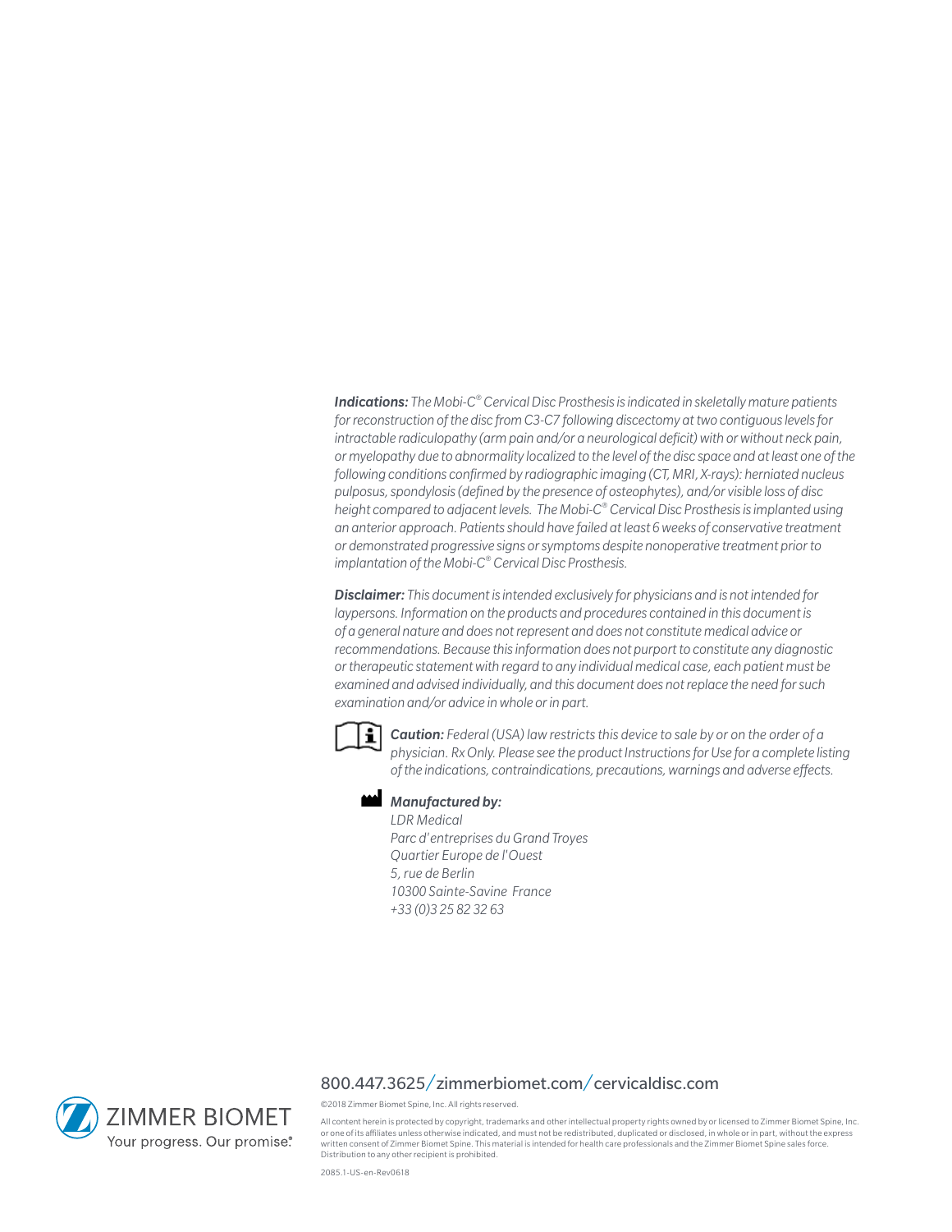***Indications:*** *The Mobi-C® Cervical Disc Prosthesis is indicated in skeletally mature patients for reconstruction of the disc from C3-C7 following discectomy at two contiguous levels for intractable radiculopathy (arm pain and/or a neurological deficit) with or without neck pain, or myelopathy due to abnormality localized to the level of the disc space and at least one of the following conditions confirmed by radiographic imaging (CT, MRI, X-rays): herniated nucleus pulposus, spondylosis (defined by the presence of osteophytes), and/or visible loss of disc height compared to adjacent levels. The Mobi-C® Cervical Disc Prosthesis is implanted using an anterior approach. Patients should have failed at least 6 weeks of conservative treatment or demonstrated progressive signs or symptoms despite nonoperative treatment prior to implantation of the Mobi-C® Cervical Disc Prosthesis.*

***Disclaimer:*** *This document is intended exclusively for physicians and is not intended for laypersons. Information on the products and procedures contained in this document is of a general nature and does not represent and does not constitute medical advice or recommendations. Because this information does not purport to constitute any diagnostic or therapeutic statement with regard to any individual medical case, each patient must be examined and advised individually, and this document does not replace the need for such examination and/or advice in whole or in part.*

***Caution:*** *Federal (USA) law restricts this device to sale by or on the order of a physician. Rx Only. Please see the product Instructions for Use for a complete listing of the indications, contraindications, precautions, warnings and adverse effects.*

***Manufactured by:***
*LDR Medical*
*Parc d'entreprises du Grand Troyes*
*Quartier Europe de l'Ouest*
*5, rue de Berlin*
*10300 Sainte-Savine France*
*+33 (0)3 25 82 32 63*

800.447.3625/zimmerbiomet.com/cervicaldisc.com

ZIMMER BIOMET
Your progress. Our promise.®

©2018 Zimmer Biomet Spine, Inc. All rights reserved.

All content herein is protected by copyright, trademarks and other intellectual property rights owned by or licensed to Zimmer Biomet Spine, Inc. or one of its affiliates unless otherwise indicated, and must not be redistributed, duplicated or disclosed, in whole or in part, without the express written consent of Zimmer Biomet Spine. This material is intended for health care professionals and the Zimmer Biomet Spine sales force. Distribution to any other recipient is prohibited.

2085.1-US-en-Rev0618